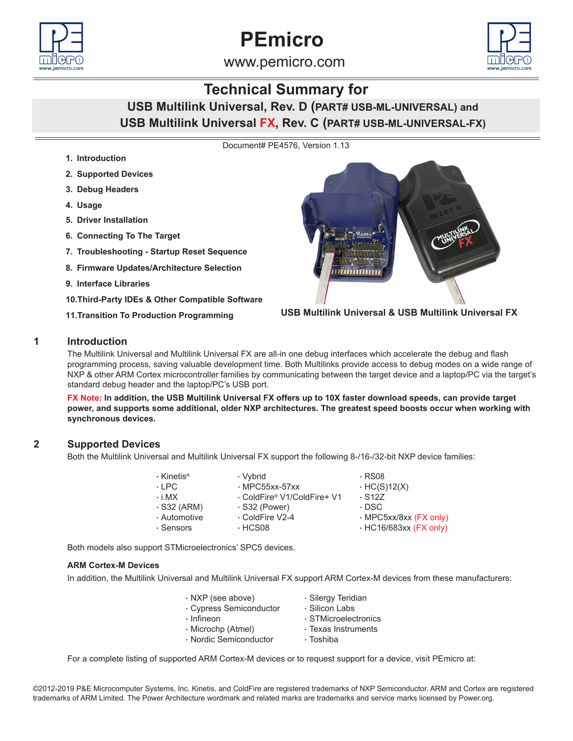# PEmicro

www.pemicro.com

## Technical Summary for

**USB Multilink Universal, Rev. D (PART# USB-ML-UNIVERSAL) and**
**USB Multilink Universal FX, Rev. C (PART# USB-ML-UNIVERSAL-FX)**

Document# PE4576, Version 1.13

1. **Introduction**
2. **Supported Devices**
3. **Debug Headers**
4. **Usage**
5. **Driver Installation**
6. **Connecting To The Target**
7. **Troubleshooting - Startup Reset Sequence**
8. **Firmware Updates/Architecture Selection**
9. **Interface Libraries**
10. **Third-Party IDEs & Other Compatible Software**
11. **Transition To Production Programming**

**USB Multilink Universal & USB Multilink Universal FX**

## 1 Introduction

The Multilink Universal and Multilink Universal FX are all-in one debug interfaces which accelerate the debug and flash programming process, saving valuable development time. Both Multilinks provide access to debug modes on a wide range of NXP & other ARM Cortex microcontroller families by communicating between the target device and a laptop/PC via the target's standard debug header and the laptop/PC's USB port.

**FX Note: In addition, the USB Multilink Universal FX offers up to 10X faster download speeds, can provide target power, and supports some additional, older NXP architectures. The greatest speed boosts occur when working with synchronous devices.**

## 2 Supported Devices

Both the Multilink Universal and Multilink Universal FX support the following 8-/16-/32-bit NXP device families:

- Kinetis®
- LPC
- i.MX
- S32 (ARM)
- Automotive
- Sensors
- Vybrid
- MPC55xx-57xx
- ColdFire® V1/ColdFire+ V1
- S32 (Power)
- ColdFire V2-4
- HCS08
- RS08
- HC(S)12(X)
- S12Z
- DSC
- MPC5xx/8xx (FX only)
- HC16/683xx (FX only)

Both models also support STMicroelectronics' SPC5 devices.

### ARM Cortex-M Devices

In addition, the Multilink Universal and Multilink Universal FX support ARM Cortex-M devices from these manufacturers:

- NXP (see above)
- Cypress Semiconductor
- Infineon
- Microchp (Atmel)
- Nordic Semiconductor
- Silergy Teridian
- Silicon Labs
- STMicroelectronics
- Texas Instruments
- Toshiba

For a complete listing of supported ARM Cortex-M devices or to request support for a device, visit PEmicro at:

©2012-2019 P&E Microcomputer Systems, Inc. Kinetis, and ColdFire are registered trademarks of NXP Semiconductor. ARM and Cortex are registered trademarks of ARM Limited. The Power Architecture wordmark and related marks are trademarks and service marks licensed by Power.org.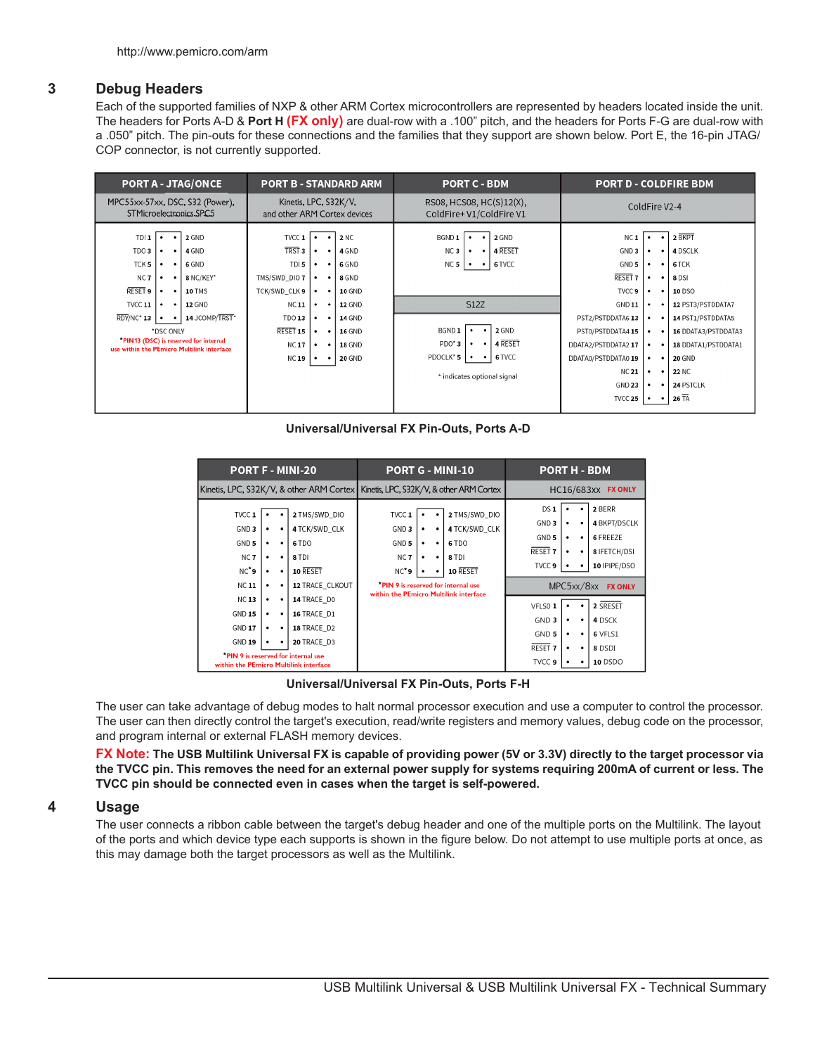http://www.pemicro.com/arm

## 3 Debug Headers

Each of the supported families of NXP & other ARM Cortex microcontrollers are represented by headers located inside the unit. The headers for Ports A-D & **Port H (FX only)** are dual-row with a .100" pitch, and the headers for Ports F-G are dual-row with a .050" pitch. The pin-outs for these connections and the families that they support are shown below. Port E, the 16-pin JTAG/COP connector, is not currently supported.

| PORT A - JTAG/ONCE | | PORT B - STANDARD ARM | | PORT C - BDM | | PORT D - COLDFIRE BDM | |
|---|---|---|---|---|---|---|---|
| MPC55xx-57xx, DSC, S32 (Power), STMicroelectronics SPC5 | | Kinetis, LPC, S32K/V, and other ARM Cortex devices | | RS08, HCS08, HC(S)12(X), ColdFire+ V1/ColdFire V1 | | ColdFire V2-4 | |
| TDI 1 | 2 GND | TVCC 1 | 2 NC | BGND 1 | 2 GND | NC 1 | 2 BKPT |
| TDO 3 | 4 GND | TRST 3 | 4 GND | NC 3 | 4 RESET | GND 3 | 4 DSCLK |
| TCK 5 | 6 GND | TDI 5 | 6 GND | NC 5 | 6 TVCC | GND 5 | 6 TCK |
| NC 7 | 8 NC/KEY* | TMS/SWD_DIO 7 | 8 GND | | | RESET 7 | 8 DSI |
| RESET 9 | 10 TMS | TCK/SWD_CLK 9 | 10 GND | | | TVCC 9 | 10 DSO |
| TVCC 11 | 12 GND | NC 11 | 12 GND | S12Z | | GND 11 | 12 PST3/PSTDDATA7 |
| RDY/NC* 13 | 14 JCOMP/TRST* | TDO 13 | 14 GND | | | PST2/PSTDDATA6 13 | 14 PST1/PSTDDATA5 |
| *DSC ONLY | | RESET 15 | 16 GND | BGND 1 | 2 GND | PST0/PSTDDATA4 15 | 16 DDATA3/PSTDDATA3 |
| *PIN 13 (DSC) is reserved for internal use within the PEmicro Multilink interface | | NC 17 | 18 GND | PDO* 3 | 4 RESET | DDATA2/PSTDDATA2 17 | 18 DDATA1/PSTDDATA1 |
| | | NC 19 | 20 GND | PDOCLK* 5 | 6 TVCC | DDATA0/PSTDDATA0 19 | 20 GND |
| | | | | * indicates optional signal | | NC 21 | 22 NC |
| | | | | | | GND 23 | 24 PSTCLK |
| | | | | | | TVCC 25 | 26 TA |

**Universal/Universal FX Pin-Outs, Ports A-D**

| PORT F - MINI-20 | | PORT G - MINI-10 | | PORT H - BDM | |
|---|---|---|---|---|---|
| Kinetis, LPC, S32K/V, & other ARM Cortex | | Kinetis, LPC, S32K/V, & other ARM Cortex | | HC16/683xx FX ONLY | |
| TVCC 1 | 2 TMS/SWD_DIO | TVCC 1 | 2 TMS/SWD_DIO | DS 1 | 2 BERR |
| GND 3 | 4 TCK/SWD_CLK | GND 3 | 4 TCK/SWD_CLK | GND 3 | 4 BKPT/DSCLK |
| GND 5 | 6 TDO | GND 5 | 6 TDO | GND 5 | 6 FREEZE |
| NC 7 | 8 TDI | NC 7 | 8 TDI | RESET 7 | 8 IFETCH/DSI |
| NC*9 | 10 RESET | NC*9 | 10 RESET | TVCC 9 | 10 IPIPE/DSO |
| NC 11 | 12 TRACE_CLKOUT | *PIN 9 is reserved for internal use within the PEmicro Multilink interface | | MPC5xx/8xx FX ONLY | |
| NC 13 | 14 TRACE_D0 | | | VFLS0 1 | 2 SRESET |
| GND 15 | 16 TRACE_D1 | | | GND 3 | 4 DSCK |
| GND 17 | 18 TRACE_D2 | | | GND 5 | 6 VFLS1 |
| GND 19 | 20 TRACE_D3 | | | RESET 7 | 8 DSDI |
| *PIN 9 is reserved for internal use within the PEmicro Multilink interface | | | | TVCC 9 | 10 DSDO |

**Universal/Universal FX Pin-Outs, Ports F-H**

The user can take advantage of debug modes to halt normal processor execution and use a computer to control the processor. The user can then directly control the target's execution, read/write registers and memory values, debug code on the processor, and program internal or external FLASH memory devices.

**FX Note: The USB Multilink Universal FX is capable of providing power (5V or 3.3V) directly to the target processor via the TVCC pin. This removes the need for an external power supply for systems requiring 200mA of current or less. The TVCC pin should be connected even in cases when the target is self-powered.**

## 4 Usage

The user connects a ribbon cable between the target's debug header and one of the multiple ports on the Multilink. The layout of the ports and which device type each supports is shown in the figure below. Do not attempt to use multiple ports at once, as this may damage both the target processors as well as the Multilink.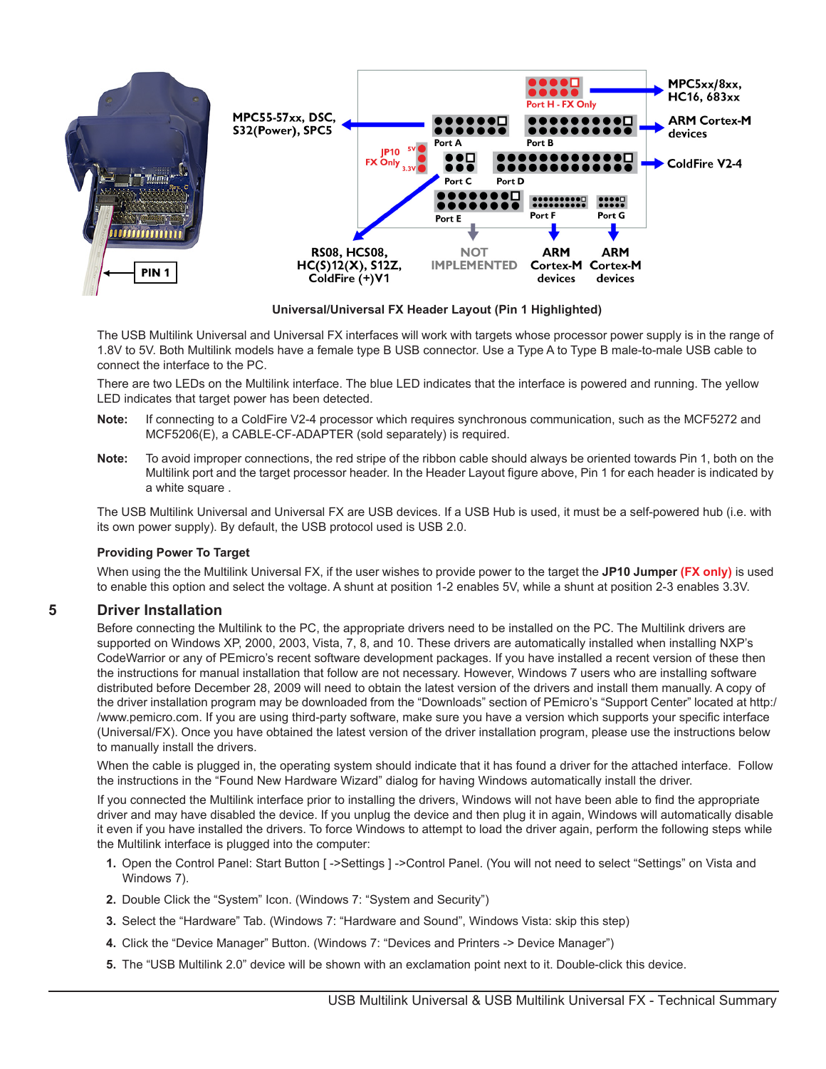Universal/Universal FX Header Layout (Pin 1 Highlighted)

The USB Multilink Universal and Universal FX interfaces will work with targets whose processor power supply is in the range of 1.8V to 5V. Both Multilink models have a female type B USB connector. Use a Type A to Type B male-to-male USB cable to connect the interface to the PC.

There are two LEDs on the Multilink interface. The blue LED indicates that the interface is powered and running. The yellow LED indicates that target power has been detected.

**Note:** If connecting to a ColdFire V2-4 processor which requires synchronous communication, such as the MCF5272 and MCF5206(E), a CABLE-CF-ADAPTER (sold separately) is required.

**Note:** To avoid improper connections, the red stripe of the ribbon cable should always be oriented towards Pin 1, both on the Multilink port and the target processor header. In the Header Layout figure above, Pin 1 for each header is indicated by a white square .

The USB Multilink Universal and Universal FX are USB devices. If a USB Hub is used, it must be a self-powered hub (i.e. with its own power supply). By default, the USB protocol used is USB 2.0.

### Providing Power To Target

When using the the Multilink Universal FX, if the user wishes to provide power to the target the **JP10 Jumper (FX only)** is used to enable this option and select the voltage. A shunt at position 1-2 enables 5V, while a shunt at position 2-3 enables 3.3V.

## 5 Driver Installation

Before connecting the Multilink to the PC, the appropriate drivers need to be installed on the PC. The Multilink drivers are supported on Windows XP, 2000, 2003, Vista, 7, 8, and 10. These drivers are automatically installed when installing NXP's CodeWarrior or any of PEmicro's recent software development packages. If you have installed a recent version of these then the instructions for manual installation that follow are not necessary. However, Windows 7 users who are installing software distributed before December 28, 2009 will need to obtain the latest version of the drivers and install them manually. A copy of the driver installation program may be downloaded from the "Downloads" section of PEmicro's "Support Center" located at http://www.pemicro.com. If you are using third-party software, make sure you have a version which supports your specific interface (Universal/FX). Once you have obtained the latest version of the driver installation program, please use the instructions below to manually install the drivers.

When the cable is plugged in, the operating system should indicate that it has found a driver for the attached interface. Follow the instructions in the "Found New Hardware Wizard" dialog for having Windows automatically install the driver.

If you connected the Multilink interface prior to installing the drivers, Windows will not have been able to find the appropriate driver and may have disabled the device. If you unplug the device and then plug it in again, Windows will automatically disable it even if you have installed the drivers. To force Windows to attempt to load the driver again, perform the following steps while the Multilink interface is plugged into the computer:

1. Open the Control Panel: Start Button [ ->Settings ] ->Control Panel. (You will not need to select "Settings" on Vista and Windows 7).
2. Double Click the "System" Icon. (Windows 7: "System and Security")
3. Select the "Hardware" Tab. (Windows 7: "Hardware and Sound", Windows Vista: skip this step)
4. Click the "Device Manager" Button. (Windows 7: "Devices and Printers -> Device Manager")
5. The "USB Multilink 2.0" device will be shown with an exclamation point next to it. Double-click this device.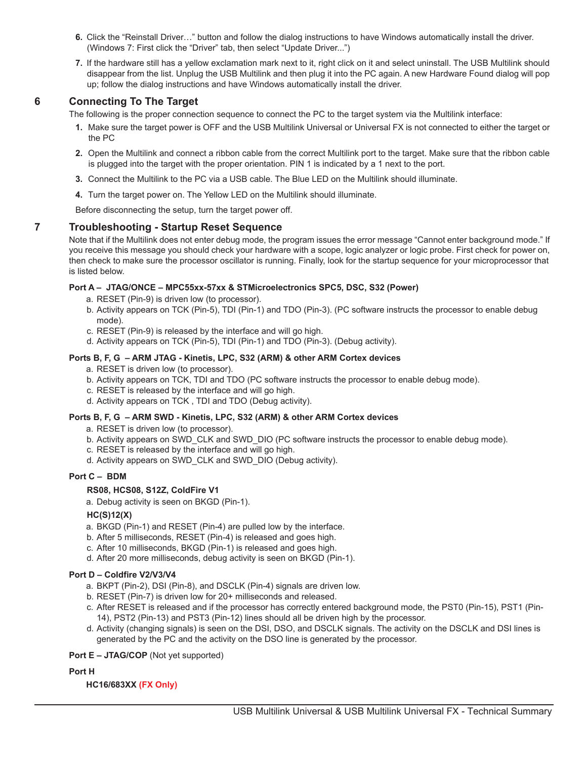6. Click the “Reinstall Driver…” button and follow the dialog instructions to have Windows automatically install the driver. (Windows 7: First click the “Driver” tab, then select “Update Driver...”)
7. If the hardware still has a yellow exclamation mark next to it, right click on it and select uninstall. The USB Multilink should disappear from the list. Unplug the USB Multilink and then plug it into the PC again. A new Hardware Found dialog will pop up; follow the dialog instructions and have Windows automatically install the driver.

## 6 Connecting To The Target

The following is the proper connection sequence to connect the PC to the target system via the Multilink interface:

1. Make sure the target power is OFF and the USB Multilink Universal or Universal FX is not connected to either the target or the PC
2. Open the Multilink and connect a ribbon cable from the correct Multilink port to the target. Make sure that the ribbon cable is plugged into the target with the proper orientation. PIN 1 is indicated by a 1 next to the port.
3. Connect the Multilink to the PC via a USB cable. The Blue LED on the Multilink should illuminate.
4. Turn the target power on. The Yellow LED on the Multilink should illuminate.

Before disconnecting the setup, turn the target power off.

## 7 Troubleshooting - Startup Reset Sequence

Note that if the Multilink does not enter debug mode, the program issues the error message “Cannot enter background mode.” If you receive this message you should check your hardware with a scope, logic analyzer or logic probe. First check for power on, then check to make sure the processor oscillator is running. Finally, look for the startup sequence for your microprocessor that is listed below.

**Port A – JTAG/ONCE – MPC55xx-57xx & STMicroelectronics SPC5, DSC, S32 (Power)**

a. RESET (Pin-9) is driven low (to processor).
b. Activity appears on TCK (Pin-5), TDI (Pin-1) and TDO (Pin-3). (PC software instructs the processor to enable debug mode).
c. RESET (Pin-9) is released by the interface and will go high.
d. Activity appears on TCK (Pin-5), TDI (Pin-1) and TDO (Pin-3). (Debug activity).

**Ports B, F, G – ARM JTAG - Kinetis, LPC, S32 (ARM) & other ARM Cortex devices**

a. RESET is driven low (to processor).
b. Activity appears on TCK, TDI and TDO (PC software instructs the processor to enable debug mode).
c. RESET is released by the interface and will go high.
d. Activity appears on TCK , TDI and TDO (Debug activity).

**Ports B, F, G – ARM SWD - Kinetis, LPC, S32 (ARM) & other ARM Cortex devices**

a. RESET is driven low (to processor).
b. Activity appears on SWD_CLK and SWD_DIO (PC software instructs the processor to enable debug mode).
c. RESET is released by the interface and will go high.
d. Activity appears on SWD_CLK and SWD_DIO (Debug activity).

**Port C – BDM**

**RS08, HCS08, S12Z, ColdFire V1**

a. Debug activity is seen on BKGD (Pin-1).

**HC(S)12(X)**

a. BKGD (Pin-1) and RESET (Pin-4) are pulled low by the interface.
b. After 5 milliseconds, RESET (Pin-4) is released and goes high.
c. After 10 milliseconds, BKGD (Pin-1) is released and goes high.
d. After 20 more milliseconds, debug activity is seen on BKGD (Pin-1).

**Port D – Coldfire V2/V3/V4**

a. BKPT (Pin-2), DSI (Pin-8), and DSCLK (Pin-4) signals are driven low.
b. RESET (Pin-7) is driven low for 20+ milliseconds and released.
c. After RESET is released and if the processor has correctly entered background mode, the PST0 (Pin-15), PST1 (Pin-14), PST2 (Pin-13) and PST3 (Pin-12) lines should all be driven high by the processor.
d. Activity (changing signals) is seen on the DSI, DSO, and DSCLK signals. The activity on the DSCLK and DSI lines is generated by the PC and the activity on the DSO line is generated by the processor.

**Port E – JTAG/COP** (Not yet supported)

**Port H**

**HC16/683XX (FX Only)**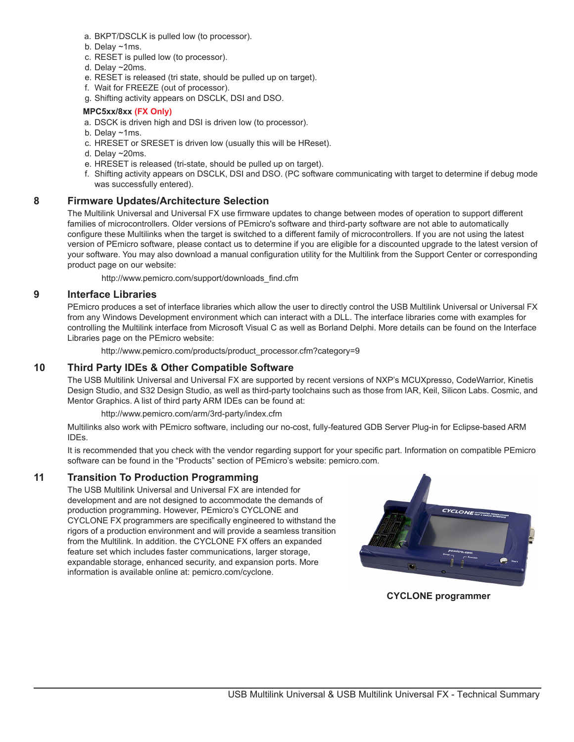a. BKPT/DSCLK is pulled low (to processor).
b. Delay ~1ms.
c. RESET is pulled low (to processor).
d. Delay ~20ms.
e. RESET is released (tri state, should be pulled up on target).
f. Wait for FREEZE (out of processor).
g. Shifting activity appears on DSCLK, DSI and DSO.

**MPC5xx/8xx (FX Only)**

a. DSCK is driven high and DSI is driven low (to processor).
b. Delay ~1ms.
c. HRESET or SRESET is driven low (usually this will be HReset).
d. Delay ~20ms.
e. HRESET is released (tri-state, should be pulled up on target).
f. Shifting activity appears on DSCLK, DSI and DSO. (PC software communicating with target to determine if debug mode was successfully entered).

## 8 Firmware Updates/Architecture Selection

The Multilink Universal and Universal FX use firmware updates to change between modes of operation to support different families of microcontrollers. Older versions of PEmicro's software and third-party software are not able to automatically configure these Multilinks when the target is switched to a different family of microcontrollers. If you are not using the latest version of PEmicro software, please contact us to determine if you are eligible for a discounted upgrade to the latest version of your software. You may also download a manual configuration utility for the Multilink from the Support Center or corresponding product page on our website:

http://www.pemicro.com/support/downloads_find.cfm

## 9 Interface Libraries

PEmicro produces a set of interface libraries which allow the user to directly control the USB Multilink Universal or Universal FX from any Windows Development environment which can interact with a DLL. The interface libraries come with examples for controlling the Multilink interface from Microsoft Visual C as well as Borland Delphi. More details can be found on the Interface Libraries page on the PEmicro website:

http://www.pemicro.com/products/product_processor.cfm?category=9

## 10 Third Party IDEs & Other Compatible Software

The USB Multilink Universal and Universal FX are supported by recent versions of NXP's MCUXpresso, CodeWarrior, Kinetis Design Studio, and S32 Design Studio, as well as third-party toolchains such as those from IAR, Keil, Silicon Labs. Cosmic, and Mentor Graphics. A list of third party ARM IDEs can be found at:

http://www.pemicro.com/arm/3rd-party/index.cfm

Multilinks also work with PEmicro software, including our no-cost, fully-featured GDB Server Plug-in for Eclipse-based ARM IDEs.

It is recommended that you check with the vendor regarding support for your specific part. Information on compatible PEmicro software can be found in the "Products" section of PEmicro's website: pemicro.com.

## 11 Transition To Production Programming

The USB Multilink Universal and Universal FX are intended for development and are not designed to accommodate the demands of production programming. However, PEmicro's CYCLONE and CYCLONE FX programmers are specifically engineered to withstand the rigors of a production environment and will provide a seamless transition from the Multilink. In addition. the CYCLONE FX offers an expanded feature set which includes faster communications, larger storage, expandable storage, enhanced security, and expansion ports. More information is available online at: pemicro.com/cyclone.

**CYCLONE programmer**